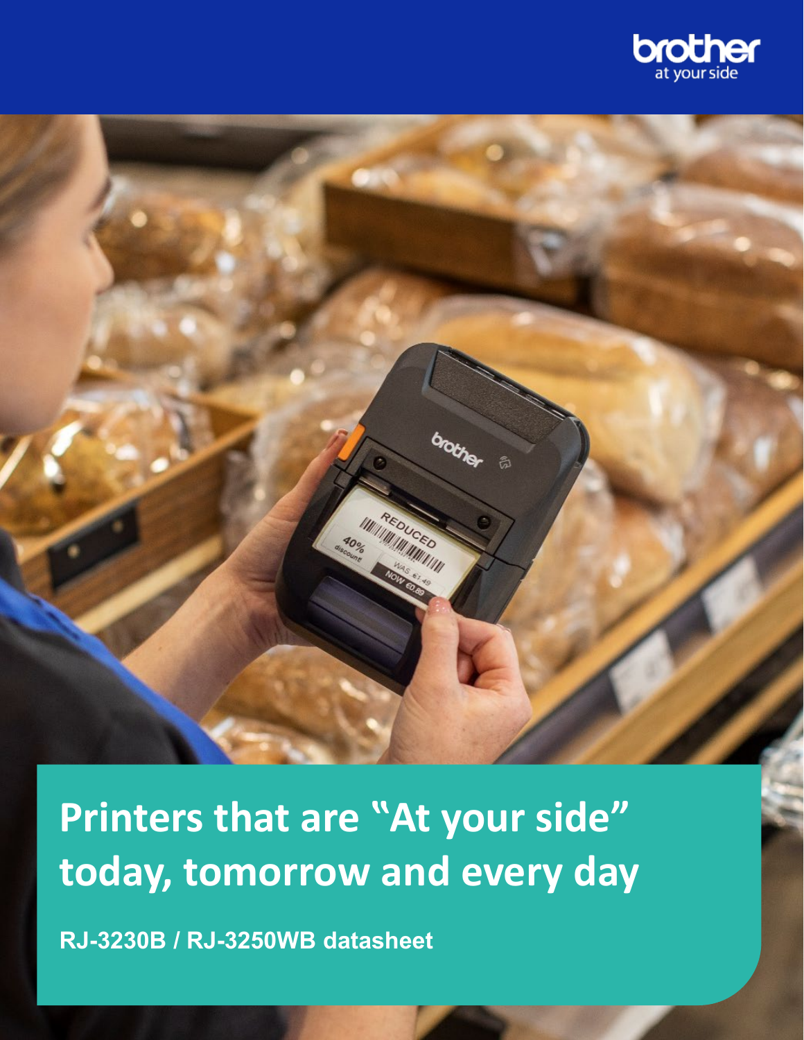# Printers that are "At your side" today, tomorrow and every day

**RJ-3230B / RJ-3250WB datasheet**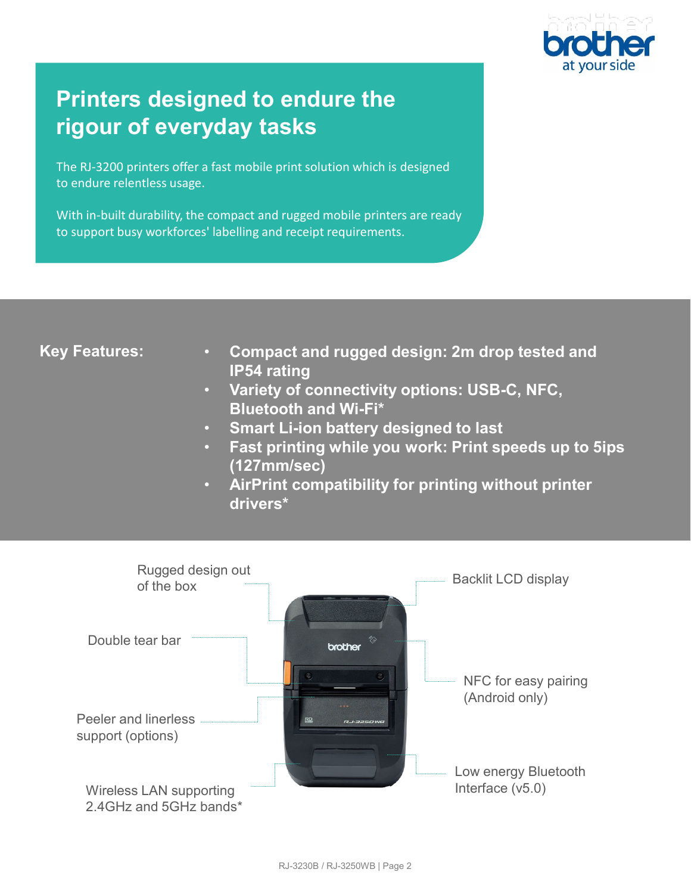# Printers designed to endure the rigour of everyday tasks

The RJ-3200 printers offer a fast mobile print solution which is designed to endure relentless usage.

With in-built durability, the compact and rugged mobile printers are ready to support busy workforces' labelling and receipt requirements.

**Key Features:**

- **Compact and rugged design: 2m drop tested and IP54 rating**
- **Variety of connectivity options: USB-C, NFC, Bluetooth and Wi-Fi***
- **Smart Li-ion battery designed to last**
- **Fast printing while you work: Print speeds up to 5ips (127mm/sec)**
- **AirPrint compatibility for printing without printer drivers***

Rugged design out of the box

Double tear bar

Peeler and linerless support (options)

Wireless LAN supporting 2.4GHz and 5GHz bands*

Backlit LCD display

NFC for easy pairing (Android only)

Low energy Bluetooth Interface (v5.0)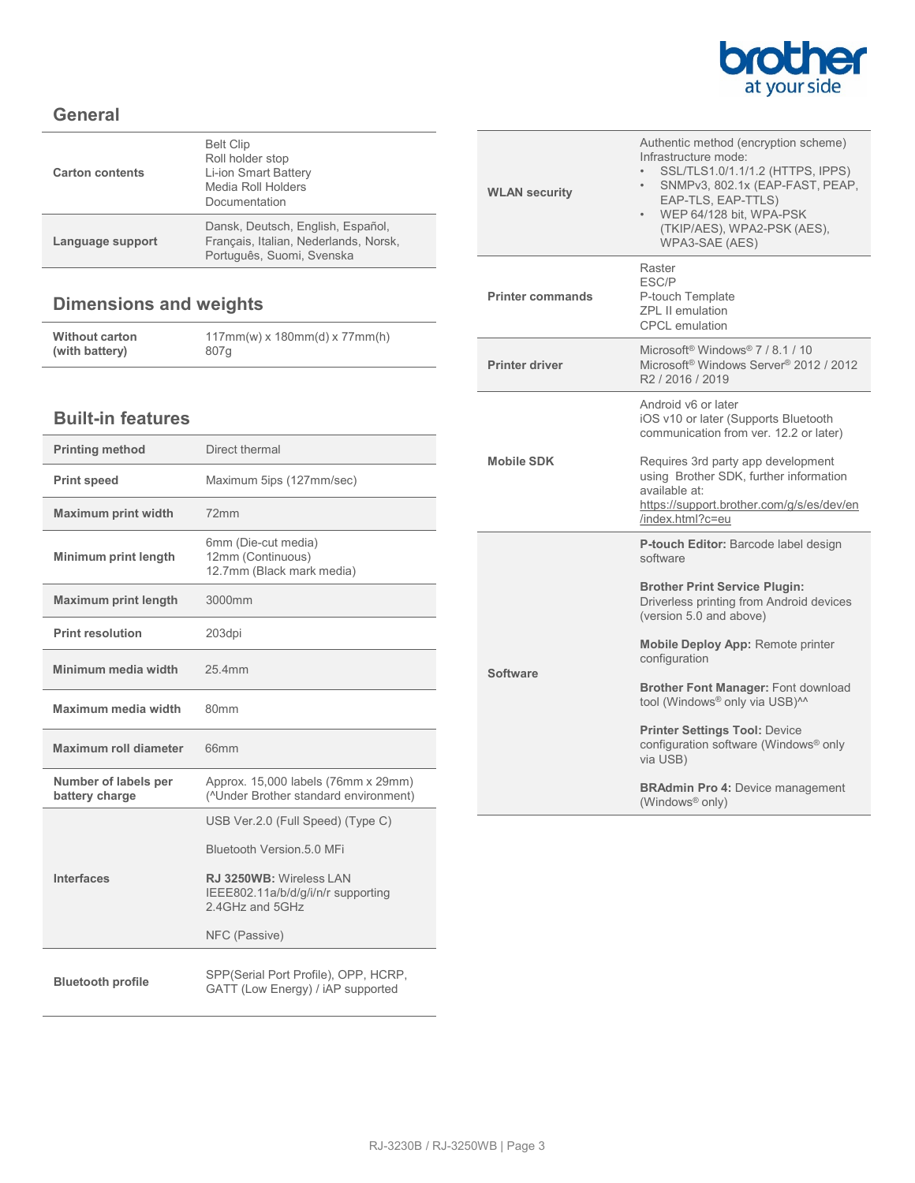## General

| | |
|---|---|
| **Carton contents** | Belt Clip<br>Roll holder stop<br>Li-ion Smart Battery<br>Media Roll Holders<br>Documentation |
| **Language support** | Dansk, Deutsch, English, Español, Français, Italian, Nederlands, Norsk, Português, Suomi, Svenska |

## Dimensions and weights

| | |
|---|---|
| **Without carton (with battery)** | 117mm(w) x 180mm(d) x 77mm(h)<br>807g |

## Built-in features

| | |
|---|---|
| **Printing method** | Direct thermal |
| **Print speed** | Maximum 5ips (127mm/sec) |
| **Maximum print width** | 72mm |
| **Minimum print length** | 6mm (Die-cut media)<br>12mm (Continuous)<br>12.7mm (Black mark media) |
| **Maximum print length** | 3000mm |
| **Print resolution** | 203dpi |
| **Minimum media width** | 25.4mm |
| **Maximum media width** | 80mm |
| **Maximum roll diameter** | 66mm |
| **Number of labels per battery charge** | Approx. 15,000 labels (76mm x 29mm)<br>(^Under Brother standard environment) |
| **Interfaces** | USB Ver.2.0 (Full Speed) (Type C)<br><br>Bluetooth Version.5.0 MFi<br><br>**RJ 3250WB:** Wireless LAN IEEE802.11a/b/d/g/i/n/r supporting 2.4GHz and 5GHz<br><br>NFC (Passive) |
| **Bluetooth profile** | SPP(Serial Port Profile), OPP, HCRP, GATT (Low Energy) / iAP supported |
| **WLAN security** | Authentic method (encryption scheme)<br>Infrastructure mode:<br>• SSL/TLS1.0/1.1/1.2 (HTTPS, IPPS)<br>• SNMPv3, 802.1x (EAP-FAST, PEAP, EAP-TLS, EAP-TTLS)<br>• WEP 64/128 bit, WPA-PSK (TKIP/AES), WPA2-PSK (AES), WPA3-SAE (AES) |
| **Printer commands** | Raster<br>ESC/P<br>P-touch Template<br>ZPL II emulation<br>CPCL emulation |
| **Printer driver** | Microsoft® Windows® 7 / 8.1 / 10<br>Microsoft® Windows Server® 2012 / 2012 R2 / 2016 / 2019 |
| **Mobile SDK** | Android v6 or later<br>iOS v10 or later (Supports Bluetooth communication from ver. 12.2 or later)<br><br>Requires 3rd party app development using Brother SDK, further information available at:<br>https://support.brother.com/g/s/es/dev/en/index.html?c=eu |
| **Software** | **P-touch Editor:** Barcode label design software<br><br>**Brother Print Service Plugin:** Driverless printing from Android devices (version 5.0 and above)<br><br>**Mobile Deploy App:** Remote printer configuration<br><br>**Brother Font Manager:** Font download tool (Windows® only via USB)^^<br><br>**Printer Settings Tool:** Device configuration software (Windows® only via USB)<br><br>**BRAdmin Pro 4:** Device management (Windows® only) |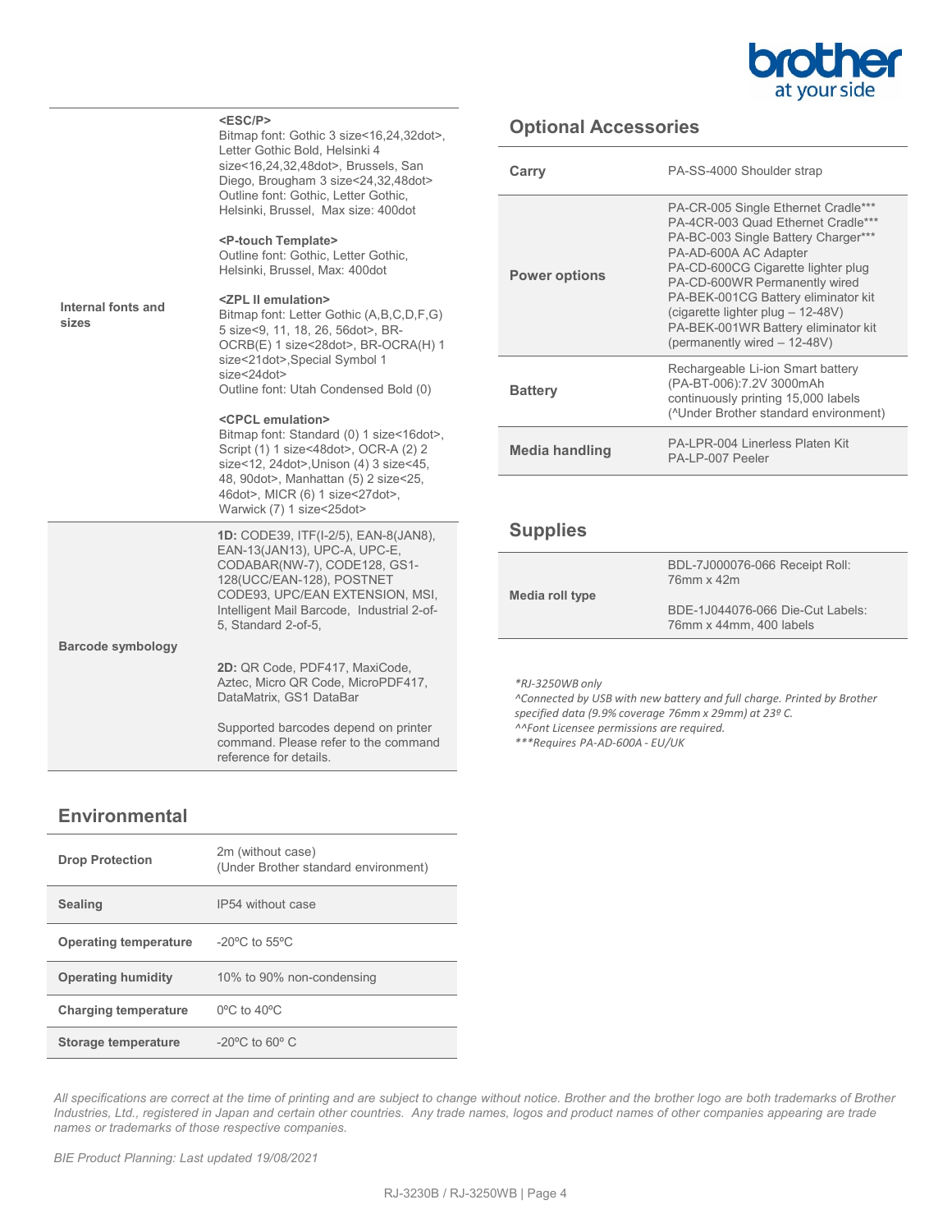| | |
|---|---|
| **Internal fonts and sizes** | **<ESC/P>**<br>Bitmap font: Gothic 3 size<16,24,32dot>, Letter Gothic Bold, Helsinki 4 size<16,24,32,48dot>, Brussels, San Diego, Brougham 3 size<24,32,48dot><br>Outline font: Gothic, Letter Gothic, Helsinki, Brussel, Max size: 400dot<br><br>**<P-touch Template>**<br>Outline font: Gothic, Letter Gothic, Helsinki, Brussel, Max: 400dot<br><br>**<ZPL II emulation>**<br>Bitmap font: Letter Gothic (A,B,C,D,F,G) 5 size<9, 11, 18, 26, 56dot>, BR-OCRB(E) 1 size<28dot>, BR-OCRA(H) 1 size<21dot>,Special Symbol 1 size<24dot><br>Outline font: Utah Condensed Bold (0)<br><br>**<CPCL emulation>**<br>Bitmap font: Standard (0) 1 size<16dot>, Script (1) 1 size<48dot>, OCR-A (2) 2 size<12, 24dot>,Unison (4) 3 size<45, 48, 90dot>, Manhattan (5) 2 size<25, 46dot>, MICR (6) 1 size<27dot>, Warwick (7) 1 size<25dot> |
| **Barcode symbology** | **1D:** CODE39, ITF(I-2/5), EAN-8(JAN8), EAN-13(JAN13), UPC-A, UPC-E, CODABAR(NW-7), CODE128, GS1-128(UCC/EAN-128), POSTNET CODE93, UPC/EAN EXTENSION, MSI, Intelligent Mail Barcode, Industrial 2-of-5, Standard 2-of-5,<br><br>**2D:** QR Code, PDF417, MaxiCode, Aztec, Micro QR Code, MicroPDF417, DataMatrix, GS1 DataBar<br><br>Supported barcodes depend on printer command. Please refer to the command reference for details. |

## Environmental

| | |
|---|---|
| **Drop Protection** | 2m (without case)<br>(Under Brother standard environment) |
| **Sealing** | IP54 without case |
| **Operating temperature** | -20ºC to 55ºC |
| **Operating humidity** | 10% to 90% non-condensing |
| **Charging temperature** | 0ºC to 40ºC |
| **Storage temperature** | -20ºC to 60º C |

## Optional Accessories

| | |
|---|---|
| **Carry** | PA-SS-4000 Shoulder strap |
| **Power options** | PA-CR-005 Single Ethernet Cradle***<br>PA-4CR-003 Quad Ethernet Cradle***<br>PA-BC-003 Single Battery Charger***<br>PA-AD-600A AC Adapter<br>PA-CD-600CG Cigarette lighter plug<br>PA-CD-600WR Permanently wired<br>PA-BEK-001CG Battery eliminator kit (cigarette lighter plug – 12-48V)<br>PA-BEK-001WR Battery eliminator kit (permanently wired – 12-48V) |
| **Battery** | Rechargeable Li-ion Smart battery (PA-BT-006):7.2V 3000mAh continuously printing 15,000 labels (^Under Brother standard environment) |
| **Media handling** | PA-LPR-004 Linerless Platen Kit<br>PA-LP-007 Peeler |

## Supplies

| | |
|---|---|
| **Media roll type** | BDL-7J000076-066 Receipt Roll: 76mm x 42m<br><br>BDE-1J044076-066 Die-Cut Labels: 76mm x 44mm, 400 labels |

*\*RJ-3250WB only*
*^Connected by USB with new battery and full charge. Printed by Brother specified data (9.9% coverage 76mm x 29mm) at 23º C.*
*^^Font Licensee permissions are required.*
*\*\*\*Requires PA-AD-600A - EU/UK*

*All specifications are correct at the time of printing and are subject to change without notice. Brother and the brother logo are both trademarks of Brother Industries, Ltd., registered in Japan and certain other countries. Any trade names, logos and product names of other companies appearing are trade names or trademarks of those respective companies.*

*BIE Product Planning: Last updated 19/08/2021*